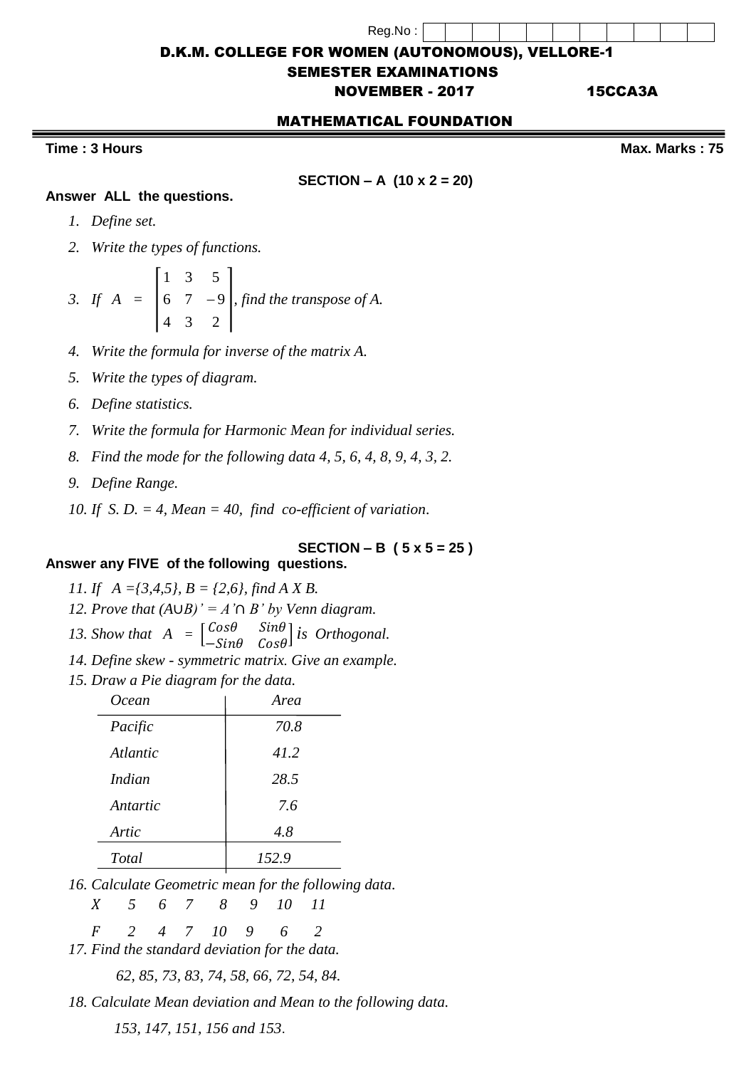Reg.No :

# D.K.M. COLLEGE FOR WOMEN (AUTONOMOUS), VELLORE-1

## SEMESTER EXAMINATIONS

## NOVEMBER - 2017 15CCA3A

## MATHEMATICAL FOUNDATION

**Time : 3 Hours** **Max. Marks : 75**

### SECTION – A (10 x 2 = 20)

**Answer ALL the questions.**

1. *Define set.*
2. *Write the types of functions.*
3. *If* $A = \begin{bmatrix} 1 & 3 & 5 \\ 6 & 7 & -9 \\ 4 & 3 & 2 \end{bmatrix}$, *find the transpose of A.*
4. *Write the formula for inverse of the matrix A.*
5. *Write the types of diagram.*
6. *Define statistics.*
7. *Write the formula for Harmonic Mean for individual series.*
8. *Find the mode for the following data 4, 5, 6, 4, 8, 9, 4, 3, 2.*
9. *Define Range.*
10. *If S. D. = 4, Mean = 40, find co-efficient of variation.*

### SECTION – B ( 5 x 5 = 25 )

**Answer any FIVE of the following questions.**

11. *If A ={3,4,5}, B = {2,6}, find A X B.*
12. *Prove that* $(A \cup B)' = A' \cap B'$ *by Venn diagram.*
13. *Show that* $A = \begin{bmatrix} Cos\theta & Sin\theta \\ -Sin\theta & Cos\theta \end{bmatrix}$ *is Orthogonal.*
14. *Define skew - symmetric matrix. Give an example.*
15. *Draw a Pie diagram for the data.*

| Ocean | Area |
|---|---|
| Pacific | 70.8 |
| Atlantic | 41.2 |
| Indian | 28.5 |
| Antartic | 7.6 |
| Artic | 4.8 |
| Total | 152.9 |

16. *Calculate Geometric mean for the following data.*

| X | 5 | 6 | 7 | 8 | 9 | 10 | 11 |
|---|---|---|---|---|---|---|---|
| F | 2 | 4 | 7 | 10 | 9 | 6 | 2 |

17. *Find the standard deviation for the data.*

    *62, 85, 73, 83, 74, 58, 66, 72, 54, 84.*

18. *Calculate Mean deviation and Mean to the following data.*

    *153, 147, 151, 156 and 153.*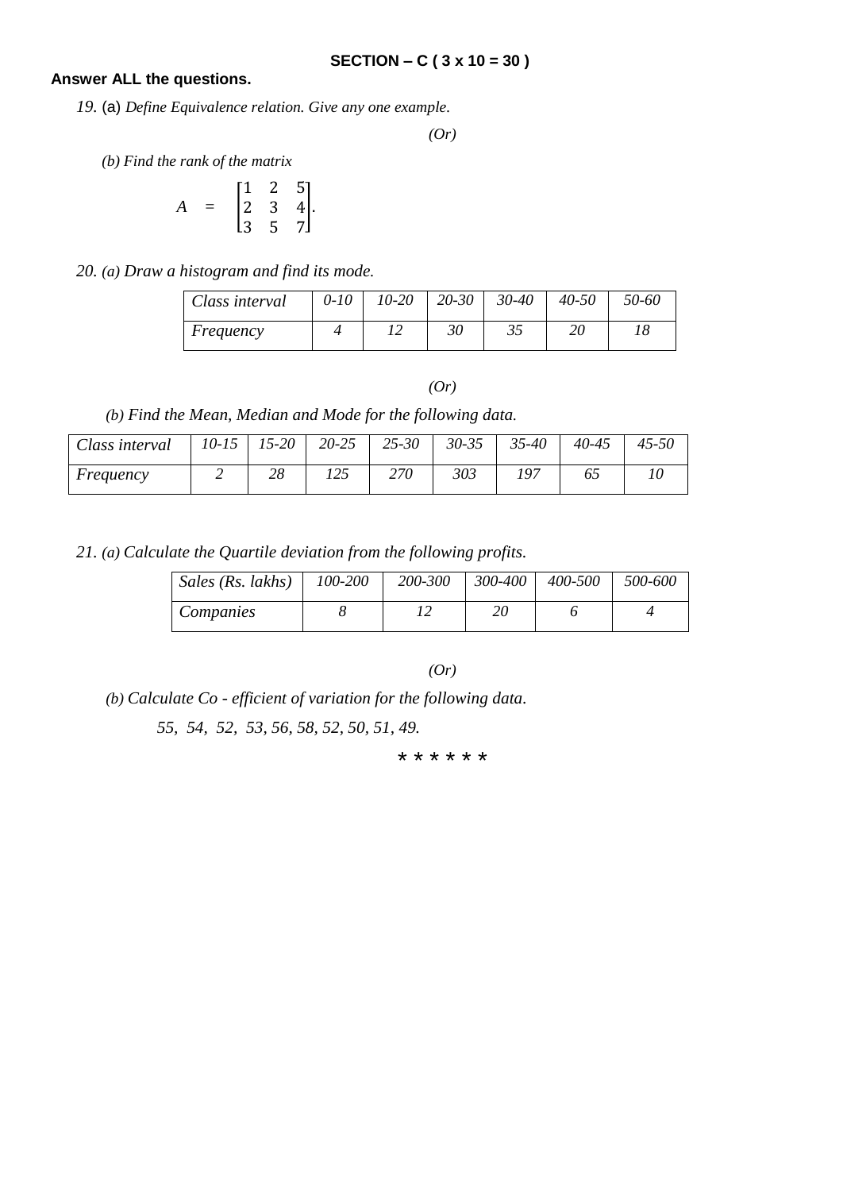**SECTION – C ( 3 x 10 = 30 )**

**Answer ALL the questions.**

19. (a) *Define Equivalence relation. Give any one example.*

*(Or)*

(b) *Find the rank of the matrix*

$$A = \begin{bmatrix} 1 & 2 & 5 \\ 2 & 3 & 4 \\ 3 & 5 & 7 \end{bmatrix}.$$

20. (a) *Draw a histogram and find its mode.*

| *Class interval* | *0-10* | *10-20* | *20-30* | *30-40* | *40-50* | *50-60* |
|---|---|---|---|---|---|---|
| *Frequency* | *4* | *12* | *30* | *35* | *20* | *18* |

*(Or)*

(b) *Find the Mean, Median and Mode for the following data.*

| *Class interval* | *10-15* | *15-20* | *20-25* | *25-30* | *30-35* | *35-40* | *40-45* | *45-50* |
|---|---|---|---|---|---|---|---|---|
| *Frequency* | *2* | *28* | *125* | *270* | *303* | *197* | *65* | *10* |

21. (a) *Calculate the Quartile deviation from the following profits.*

| *Sales (Rs. lakhs)* | *100-200* | *200-300* | *300-400* | *400-500* | *500-600* |
|---|---|---|---|---|---|
| *Companies* | *8* | *12* | *20* | *6* | *4* |

*(Or)*

(b) *Calculate Co - efficient of variation for the following data.*

*55, 54, 52, 53, 56, 58, 52, 50, 51, 49.*

\* \* \* \* \* \*